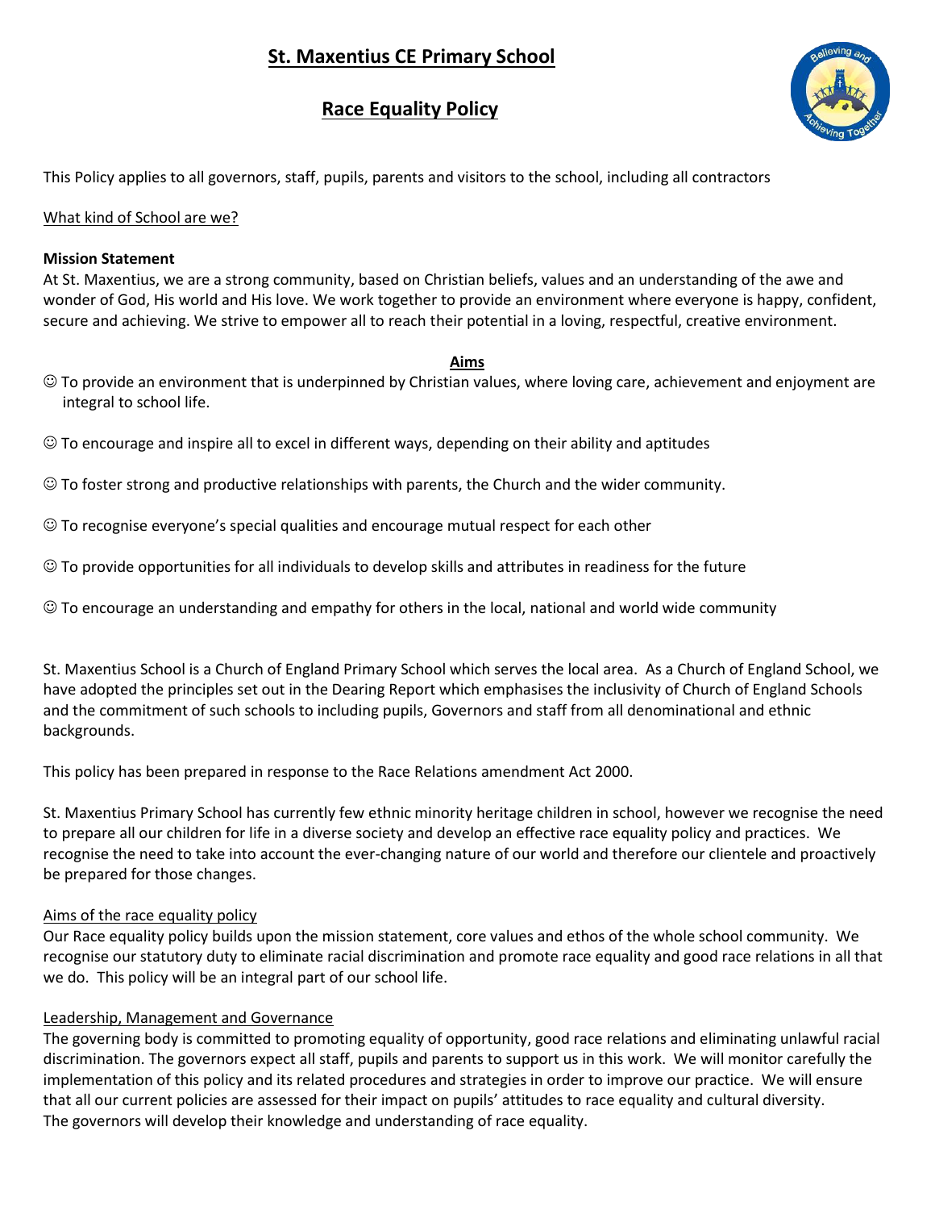# St. Maxentius CE Primary School

## Race Equality Policy

This Policy applies to all governors, staff, pupils, parents and visitors to the school, including all contractors

What kind of School are we?

**Mission Statement**

At St. Maxentius, we are a strong community, based on Christian beliefs, values and an understanding of the awe and wonder of God, His world and His love. We work together to provide an environment where everyone is happy, confident, secure and achieving. We strive to empower all to reach their potential in a loving, respectful, creative environment.

**Aims**

☺ To provide an environment that is underpinned by Christian values, where loving care, achievement and enjoyment are integral to school life.

☺ To encourage and inspire all to excel in different ways, depending on their ability and aptitudes

☺ To foster strong and productive relationships with parents, the Church and the wider community.

☺ To recognise everyone's special qualities and encourage mutual respect for each other

☺ To provide opportunities for all individuals to develop skills and attributes in readiness for the future

☺ To encourage an understanding and empathy for others in the local, national and world wide community

St. Maxentius School is a Church of England Primary School which serves the local area. As a Church of England School, we have adopted the principles set out in the Dearing Report which emphasises the inclusivity of Church of England Schools and the commitment of such schools to including pupils, Governors and staff from all denominational and ethnic backgrounds.

This policy has been prepared in response to the Race Relations amendment Act 2000.

St. Maxentius Primary School has currently few ethnic minority heritage children in school, however we recognise the need to prepare all our children for life in a diverse society and develop an effective race equality policy and practices. We recognise the need to take into account the ever-changing nature of our world and therefore our clientele and proactively be prepared for those changes.

Aims of the race equality policy

Our Race equality policy builds upon the mission statement, core values and ethos of the whole school community. We recognise our statutory duty to eliminate racial discrimination and promote race equality and good race relations in all that we do. This policy will be an integral part of our school life.

Leadership, Management and Governance

The governing body is committed to promoting equality of opportunity, good race relations and eliminating unlawful racial discrimination. The governors expect all staff, pupils and parents to support us in this work. We will monitor carefully the implementation of this policy and its related procedures and strategies in order to improve our practice. We will ensure that all our current policies are assessed for their impact on pupils' attitudes to race equality and cultural diversity.
The governors will develop their knowledge and understanding of race equality.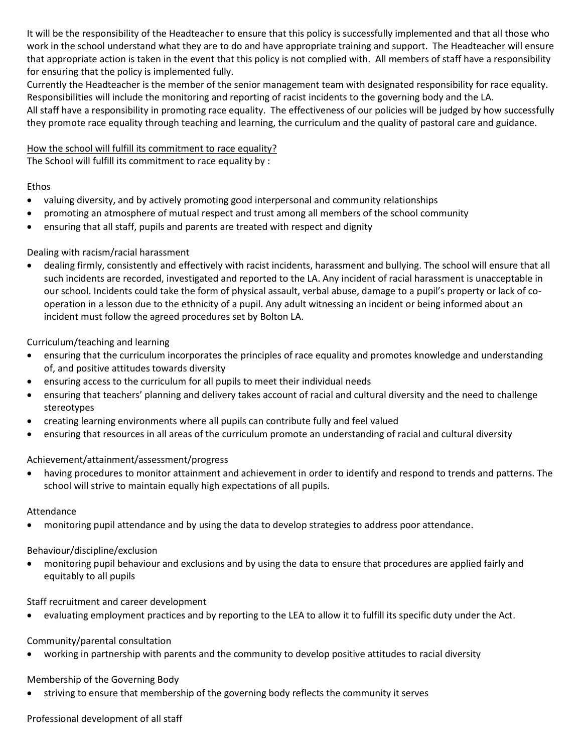It will be the responsibility of the Headteacher to ensure that this policy is successfully implemented and that all those who work in the school understand what they are to do and have appropriate training and support. The Headteacher will ensure that appropriate action is taken in the event that this policy is not complied with. All members of staff have a responsibility for ensuring that the policy is implemented fully.

Currently the Headteacher is the member of the senior management team with designated responsibility for race equality. Responsibilities will include the monitoring and reporting of racist incidents to the governing body and the LA.

All staff have a responsibility in promoting race equality. The effectiveness of our policies will be judged by how successfully they promote race equality through teaching and learning, the curriculum and the quality of pastoral care and guidance.

<u>How the school will fulfill its commitment to race equality?</u>

The School will fulfill its commitment to race equality by :

Ethos

- valuing diversity, and by actively promoting good interpersonal and community relationships
- promoting an atmosphere of mutual respect and trust among all members of the school community
- ensuring that all staff, pupils and parents are treated with respect and dignity

Dealing with racism/racial harassment

- dealing firmly, consistently and effectively with racist incidents, harassment and bullying. The school will ensure that all such incidents are recorded, investigated and reported to the LA. Any incident of racial harassment is unacceptable in our school. Incidents could take the form of physical assault, verbal abuse, damage to a pupil's property or lack of co-operation in a lesson due to the ethnicity of a pupil. Any adult witnessing an incident or being informed about an incident must follow the agreed procedures set by Bolton LA.

Curriculum/teaching and learning

- ensuring that the curriculum incorporates the principles of race equality and promotes knowledge and understanding of, and positive attitudes towards diversity
- ensuring access to the curriculum for all pupils to meet their individual needs
- ensuring that teachers' planning and delivery takes account of racial and cultural diversity and the need to challenge stereotypes
- creating learning environments where all pupils can contribute fully and feel valued
- ensuring that resources in all areas of the curriculum promote an understanding of racial and cultural diversity

Achievement/attainment/assessment/progress

- having procedures to monitor attainment and achievement in order to identify and respond to trends and patterns. The school will strive to maintain equally high expectations of all pupils.

Attendance

- monitoring pupil attendance and by using the data to develop strategies to address poor attendance.

Behaviour/discipline/exclusion

- monitoring pupil behaviour and exclusions and by using the data to ensure that procedures are applied fairly and equitably to all pupils

Staff recruitment and career development

- evaluating employment practices and by reporting to the LEA to allow it to fulfill its specific duty under the Act.

Community/parental consultation

- working in partnership with parents and the community to develop positive attitudes to racial diversity

Membership of the Governing Body

- striving to ensure that membership of the governing body reflects the community it serves

Professional development of all staff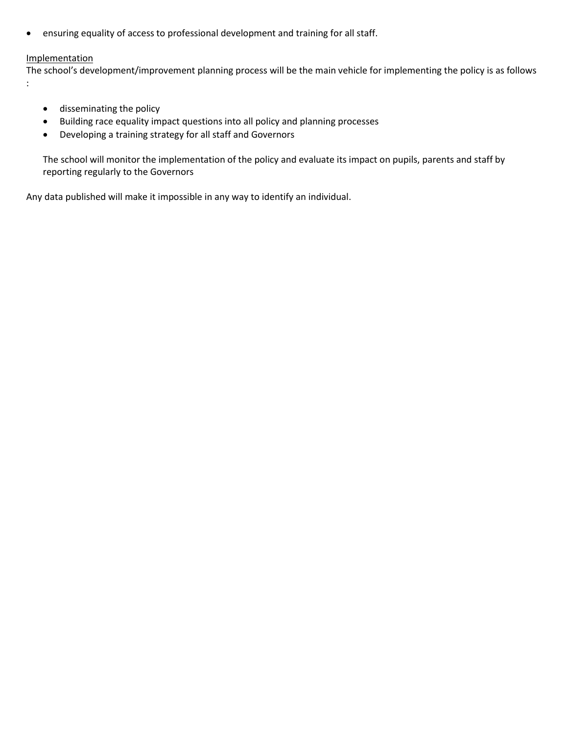- ensuring equality of access to professional development and training for all staff.

Implementation

The school's development/improvement planning process will be the main vehicle for implementing the policy is as follows :

- disseminating the policy
- Building race equality impact questions into all policy and planning processes
- Developing a training strategy for all staff and Governors

The school will monitor the implementation of the policy and evaluate its impact on pupils, parents and staff by reporting regularly to the Governors

Any data published will make it impossible in any way to identify an individual.